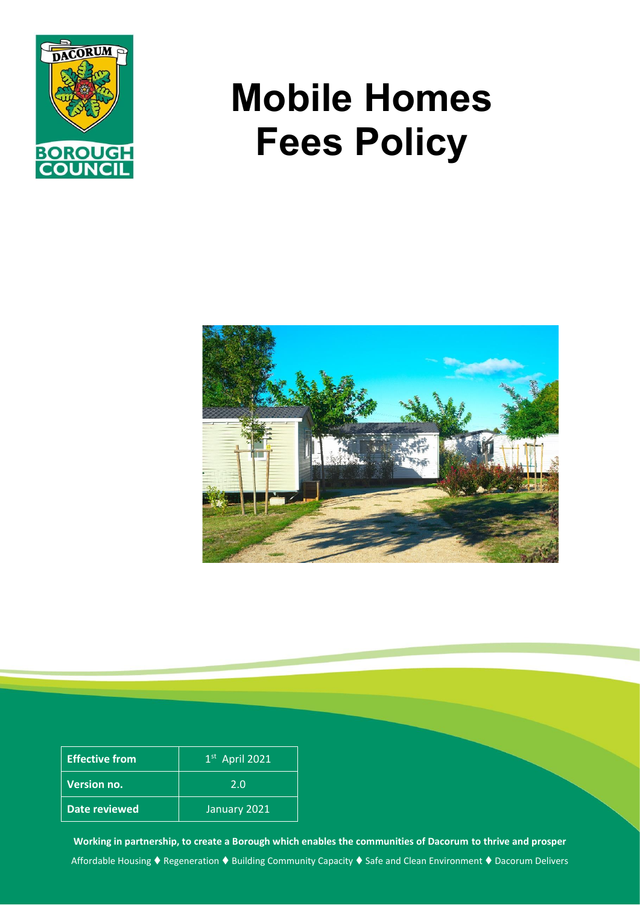DACORUM BOROUGH COUNCIL

# Mobile Homes Fees Policy

| Effective from | 1st April 2021 |
|---|---|
| Version no. | 2.0 |
| Date reviewed | January 2021 |

**Working in partnership, to create a Borough which enables the communities of Dacorum to thrive and prosper**

Affordable Housing ♦ Regeneration ♦ Building Community Capacity ♦ Safe and Clean Environment ♦ Dacorum Delivers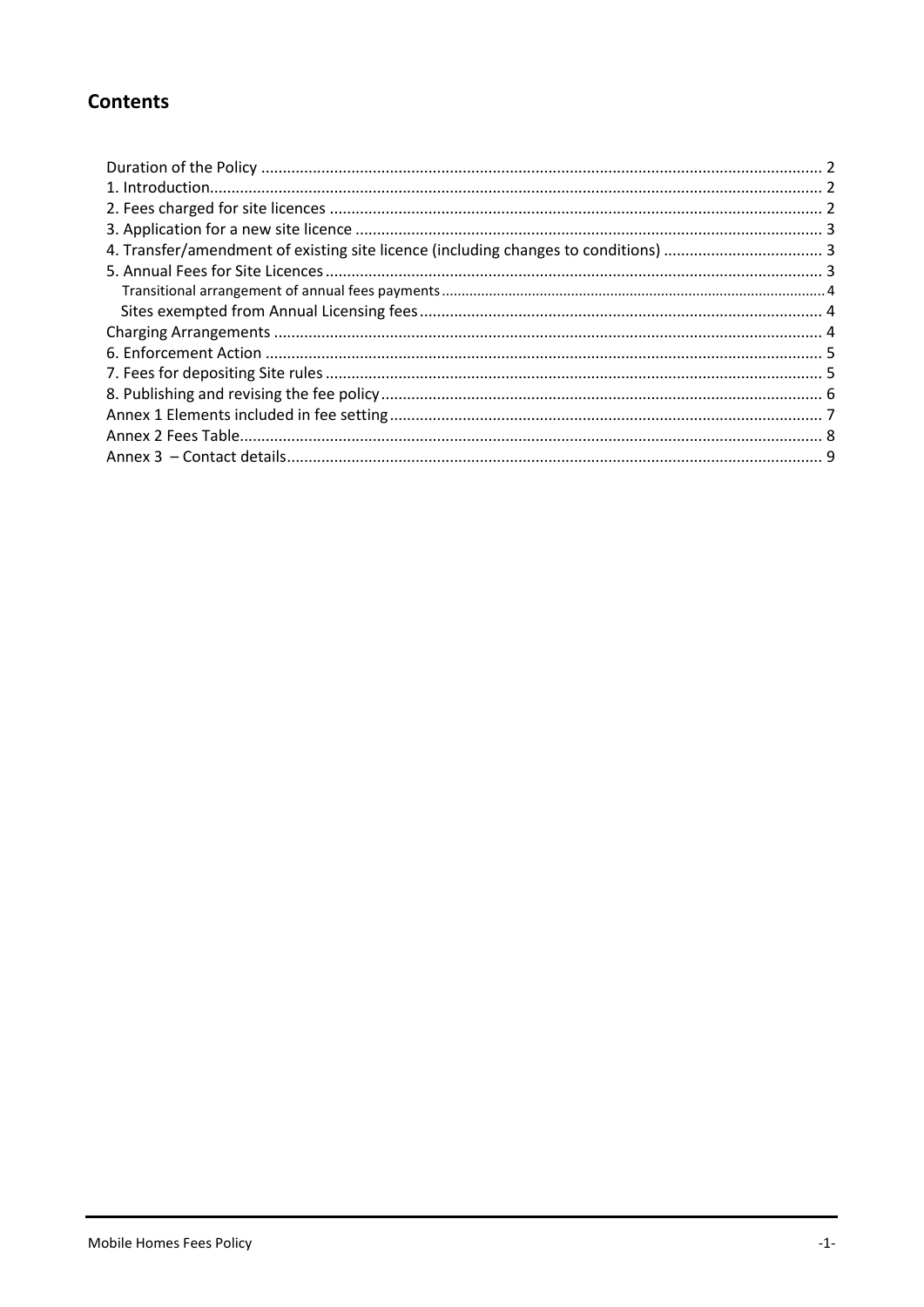# Contents

- Duration of the Policy ........ 2
- 1. Introduction........ 2
- 2. Fees charged for site licences ........ 2
- 3. Application for a new site licence ........ 3
- 4. Transfer/amendment of existing site licence (including changes to conditions) ........ 3
- 5. Annual Fees for Site Licences ........ 3
  - Transitional arrangement of annual fees payments ........ 4
  - Sites exempted from Annual Licensing fees ........ 4
- Charging Arrangements ........ 4
- 6. Enforcement Action ........ 5
- 7. Fees for depositing Site rules ........ 5
- 8. Publishing and revising the fee policy........ 6
- Annex 1 Elements included in fee setting........ 7
- Annex 2 Fees Table........ 8
- Annex 3 – Contact details........ 9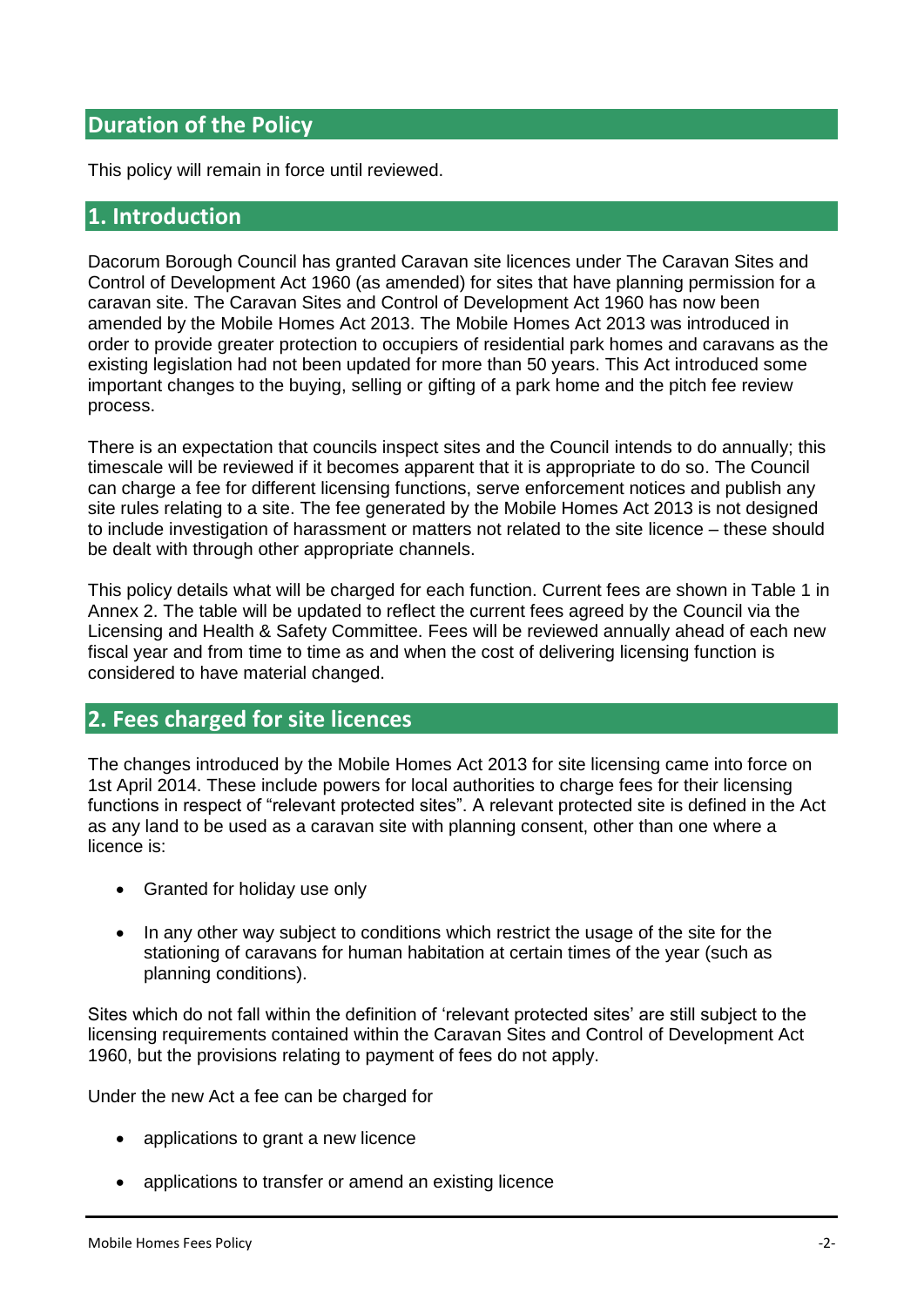## Duration of the Policy

This policy will remain in force until reviewed.

## 1. Introduction

Dacorum Borough Council has granted Caravan site licences under The Caravan Sites and Control of Development Act 1960 (as amended) for sites that have planning permission for a caravan site. The Caravan Sites and Control of Development Act 1960 has now been amended by the Mobile Homes Act 2013. The Mobile Homes Act 2013 was introduced in order to provide greater protection to occupiers of residential park homes and caravans as the existing legislation had not been updated for more than 50 years. This Act introduced some important changes to the buying, selling or gifting of a park home and the pitch fee review process.

There is an expectation that councils inspect sites and the Council intends to do annually; this timescale will be reviewed if it becomes apparent that it is appropriate to do so. The Council can charge a fee for different licensing functions, serve enforcement notices and publish any site rules relating to a site. The fee generated by the Mobile Homes Act 2013 is not designed to include investigation of harassment or matters not related to the site licence – these should be dealt with through other appropriate channels.

This policy details what will be charged for each function. Current fees are shown in Table 1 in Annex 2. The table will be updated to reflect the current fees agreed by the Council via the Licensing and Health & Safety Committee. Fees will be reviewed annually ahead of each new fiscal year and from time to time as and when the cost of delivering licensing function is considered to have material changed.

## 2. Fees charged for site licences

The changes introduced by the Mobile Homes Act 2013 for site licensing came into force on 1st April 2014. These include powers for local authorities to charge fees for their licensing functions in respect of "relevant protected sites". A relevant protected site is defined in the Act as any land to be used as a caravan site with planning consent, other than one where a licence is:

- Granted for holiday use only
- In any other way subject to conditions which restrict the usage of the site for the stationing of caravans for human habitation at certain times of the year (such as planning conditions).

Sites which do not fall within the definition of 'relevant protected sites' are still subject to the licensing requirements contained within the Caravan Sites and Control of Development Act 1960, but the provisions relating to payment of fees do not apply.

Under the new Act a fee can be charged for

- applications to grant a new licence
- applications to transfer or amend an existing licence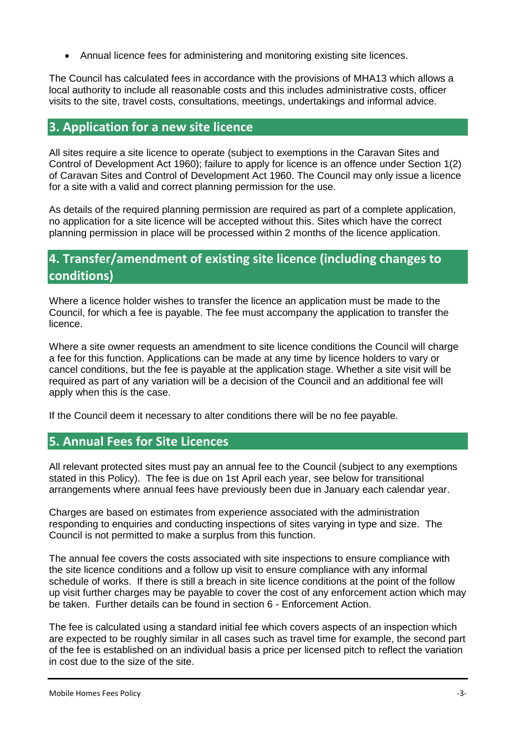- Annual licence fees for administering and monitoring existing site licences.

The Council has calculated fees in accordance with the provisions of MHA13 which allows a local authority to include all reasonable costs and this includes administrative costs, officer visits to the site, travel costs, consultations, meetings, undertakings and informal advice.

## 3. Application for a new site licence

All sites require a site licence to operate (subject to exemptions in the Caravan Sites and Control of Development Act 1960); failure to apply for licence is an offence under Section 1(2) of Caravan Sites and Control of Development Act 1960. The Council may only issue a licence for a site with a valid and correct planning permission for the use.

As details of the required planning permission are required as part of a complete application, no application for a site licence will be accepted without this. Sites which have the correct planning permission in place will be processed within 2 months of the licence application.

## 4. Transfer/amendment of existing site licence (including changes to conditions)

Where a licence holder wishes to transfer the licence an application must be made to the Council, for which a fee is payable. The fee must accompany the application to transfer the licence.

Where a site owner requests an amendment to site licence conditions the Council will charge a fee for this function. Applications can be made at any time by licence holders to vary or cancel conditions, but the fee is payable at the application stage. Whether a site visit will be required as part of any variation will be a decision of the Council and an additional fee will apply when this is the case.

If the Council deem it necessary to alter conditions there will be no fee payable.

## 5. Annual Fees for Site Licences

All relevant protected sites must pay an annual fee to the Council (subject to any exemptions stated in this Policy). The fee is due on 1st April each year, see below for transitional arrangements where annual fees have previously been due in January each calendar year.

Charges are based on estimates from experience associated with the administration responding to enquiries and conducting inspections of sites varying in type and size. The Council is not permitted to make a surplus from this function.

The annual fee covers the costs associated with site inspections to ensure compliance with the site licence conditions and a follow up visit to ensure compliance with any informal schedule of works. If there is still a breach in site licence conditions at the point of the follow up visit further charges may be payable to cover the cost of any enforcement action which may be taken. Further details can be found in section 6 - Enforcement Action.

The fee is calculated using a standard initial fee which covers aspects of an inspection which are expected to be roughly similar in all cases such as travel time for example, the second part of the fee is established on an individual basis a price per licensed pitch to reflect the variation in cost due to the size of the site.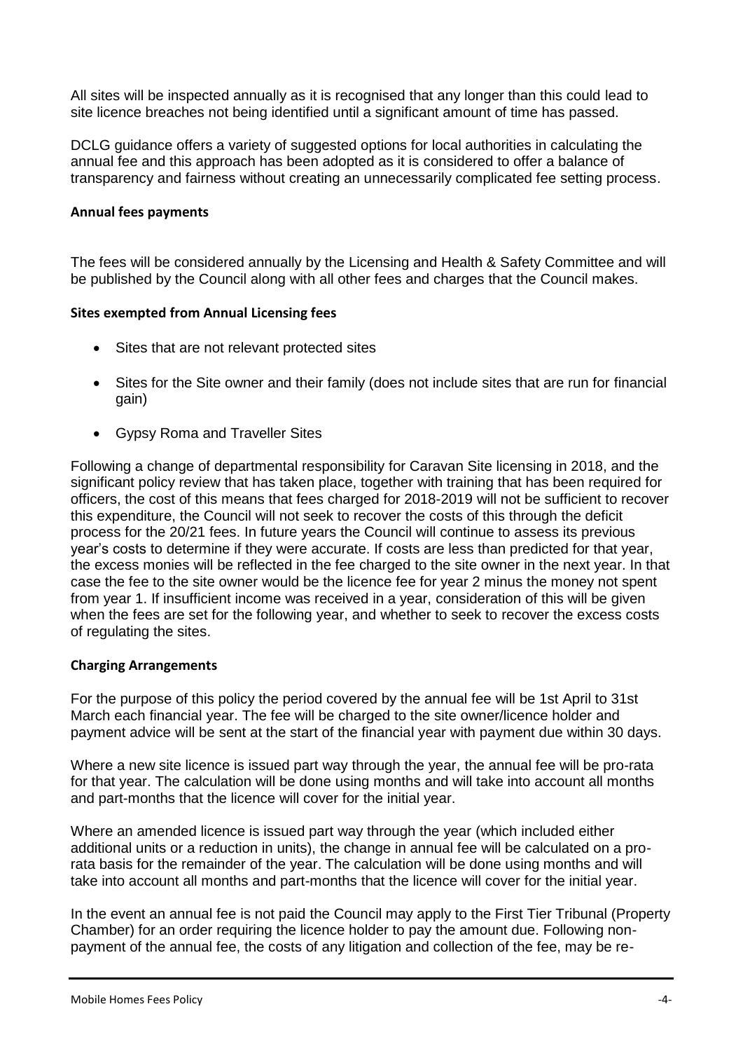All sites will be inspected annually as it is recognised that any longer than this could lead to site licence breaches not being identified until a significant amount of time has passed.

DCLG guidance offers a variety of suggested options for local authorities in calculating the annual fee and this approach has been adopted as it is considered to offer a balance of transparency and fairness without creating an unnecessarily complicated fee setting process.

**Annual fees payments**

The fees will be considered annually by the Licensing and Health & Safety Committee and will be published by the Council along with all other fees and charges that the Council makes.

**Sites exempted from Annual Licensing fees**

- Sites that are not relevant protected sites
- Sites for the Site owner and their family (does not include sites that are run for financial gain)
- Gypsy Roma and Traveller Sites

Following a change of departmental responsibility for Caravan Site licensing in 2018, and the significant policy review that has taken place, together with training that has been required for officers, the cost of this means that fees charged for 2018-2019 will not be sufficient to recover this expenditure, the Council will not seek to recover the costs of this through the deficit process for the 20/21 fees. In future years the Council will continue to assess its previous year's costs to determine if they were accurate. If costs are less than predicted for that year, the excess monies will be reflected in the fee charged to the site owner in the next year. In that case the fee to the site owner would be the licence fee for year 2 minus the money not spent from year 1. If insufficient income was received in a year, consideration of this will be given when the fees are set for the following year, and whether to seek to recover the excess costs of regulating the sites.

**Charging Arrangements**

For the purpose of this policy the period covered by the annual fee will be 1st April to 31st March each financial year. The fee will be charged to the site owner/licence holder and payment advice will be sent at the start of the financial year with payment due within 30 days.

Where a new site licence is issued part way through the year, the annual fee will be pro-rata for that year. The calculation will be done using months and will take into account all months and part-months that the licence will cover for the initial year.

Where an amended licence is issued part way through the year (which included either additional units or a reduction in units), the change in annual fee will be calculated on a pro-rata basis for the remainder of the year. The calculation will be done using months and will take into account all months and part-months that the licence will cover for the initial year.

In the event an annual fee is not paid the Council may apply to the First Tier Tribunal (Property Chamber) for an order requiring the licence holder to pay the amount due. Following non-payment of the annual fee, the costs of any litigation and collection of the fee, may be re-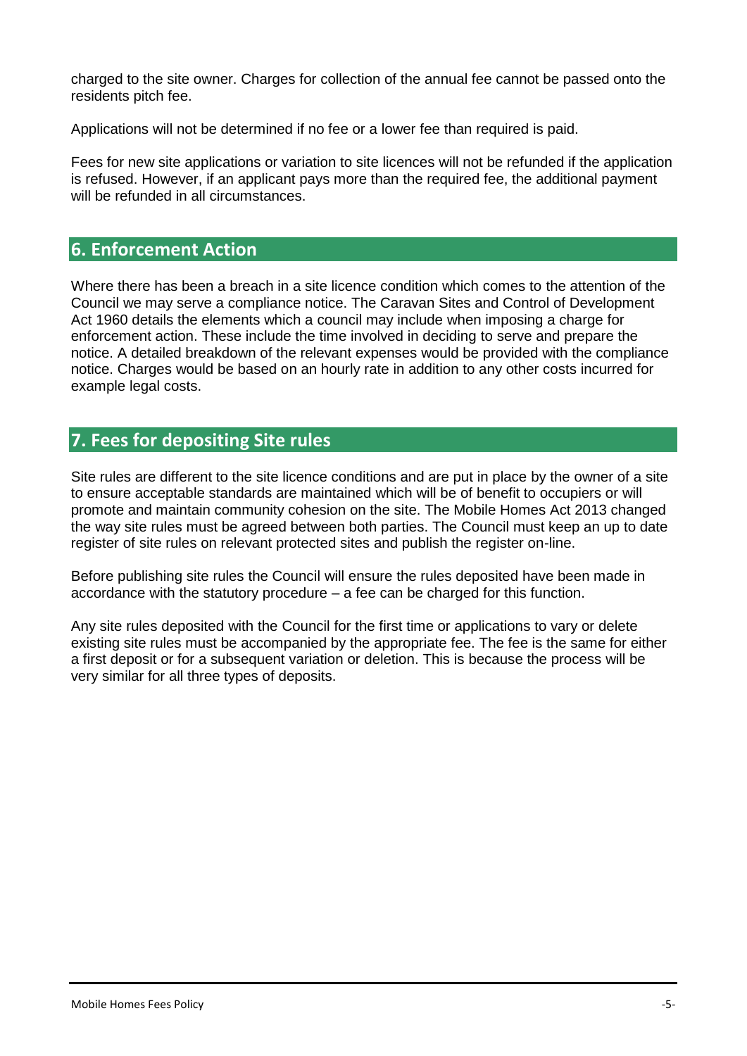charged to the site owner. Charges for collection of the annual fee cannot be passed onto the residents pitch fee.

Applications will not be determined if no fee or a lower fee than required is paid.

Fees for new site applications or variation to site licences will not be refunded if the application is refused. However, if an applicant pays more than the required fee, the additional payment will be refunded in all circumstances.

## 6. Enforcement Action

Where there has been a breach in a site licence condition which comes to the attention of the Council we may serve a compliance notice. The Caravan Sites and Control of Development Act 1960 details the elements which a council may include when imposing a charge for enforcement action. These include the time involved in deciding to serve and prepare the notice. A detailed breakdown of the relevant expenses would be provided with the compliance notice. Charges would be based on an hourly rate in addition to any other costs incurred for example legal costs.

## 7. Fees for depositing Site rules

Site rules are different to the site licence conditions and are put in place by the owner of a site to ensure acceptable standards are maintained which will be of benefit to occupiers or will promote and maintain community cohesion on the site. The Mobile Homes Act 2013 changed the way site rules must be agreed between both parties. The Council must keep an up to date register of site rules on relevant protected sites and publish the register on-line.

Before publishing site rules the Council will ensure the rules deposited have been made in accordance with the statutory procedure – a fee can be charged for this function.

Any site rules deposited with the Council for the first time or applications to vary or delete existing site rules must be accompanied by the appropriate fee. The fee is the same for either a first deposit or for a subsequent variation or deletion. This is because the process will be very similar for all three types of deposits.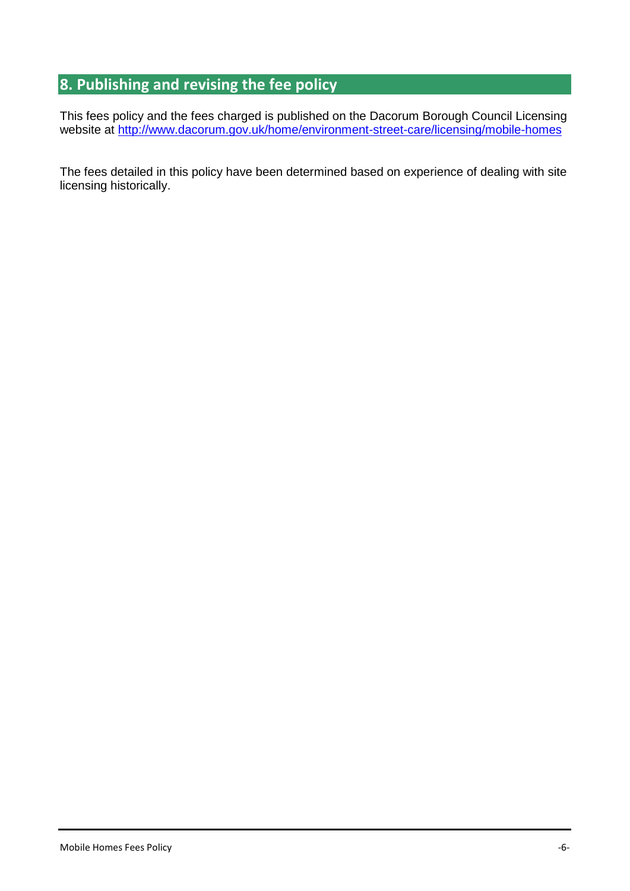## 8. Publishing and revising the fee policy

This fees policy and the fees charged is published on the Dacorum Borough Council Licensing website at [http://www.dacorum.gov.uk/home/environment-street-care/licensing/mobile-homes](http://www.dacorum.gov.uk/home/environment-street-care/licensing/mobile-homes)

The fees detailed in this policy have been determined based on experience of dealing with site licensing historically.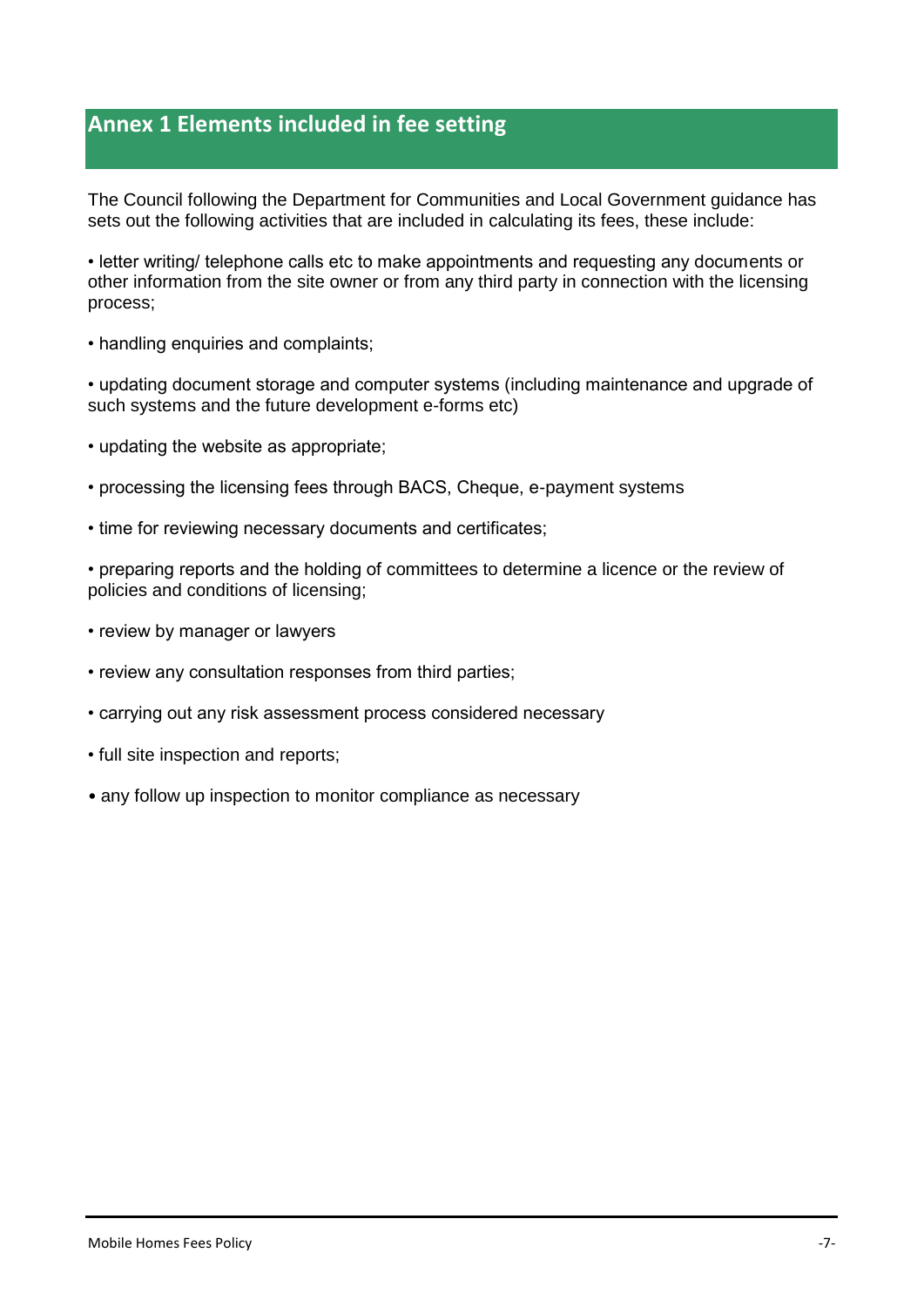## Annex 1 Elements included in fee setting

The Council following the Department for Communities and Local Government guidance has sets out the following activities that are included in calculating its fees, these include:

- letter writing/ telephone calls etc to make appointments and requesting any documents or other information from the site owner or from any third party in connection with the licensing process;
- handling enquiries and complaints;
- updating document storage and computer systems (including maintenance and upgrade of such systems and the future development e-forms etc)
- updating the website as appropriate;
- processing the licensing fees through BACS, Cheque, e-payment systems
- time for reviewing necessary documents and certificates;
- preparing reports and the holding of committees to determine a licence or the review of policies and conditions of licensing;
- review by manager or lawyers
- review any consultation responses from third parties;
- carrying out any risk assessment process considered necessary
- full site inspection and reports;
- any follow up inspection to monitor compliance as necessary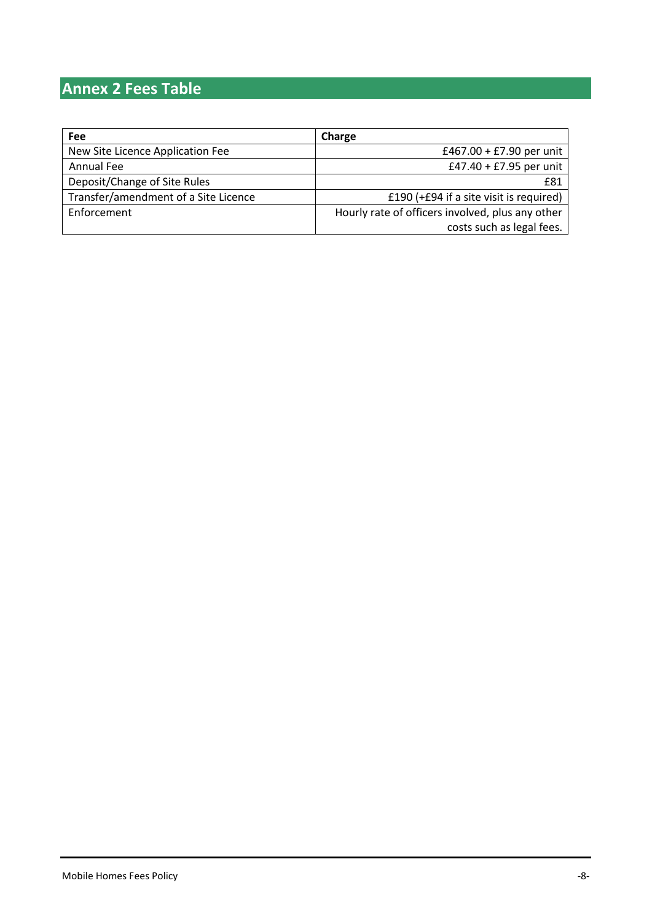## Annex 2 Fees Table

| Fee | Charge |
|---|---|
| New Site Licence Application Fee | £467.00 + £7.90 per unit |
| Annual Fee | £47.40 + £7.95 per unit |
| Deposit/Change of Site Rules | £81 |
| Transfer/amendment of a Site Licence | £190 (+£94 if a site visit is required) |
| Enforcement | Hourly rate of officers involved, plus any other costs such as legal fees. |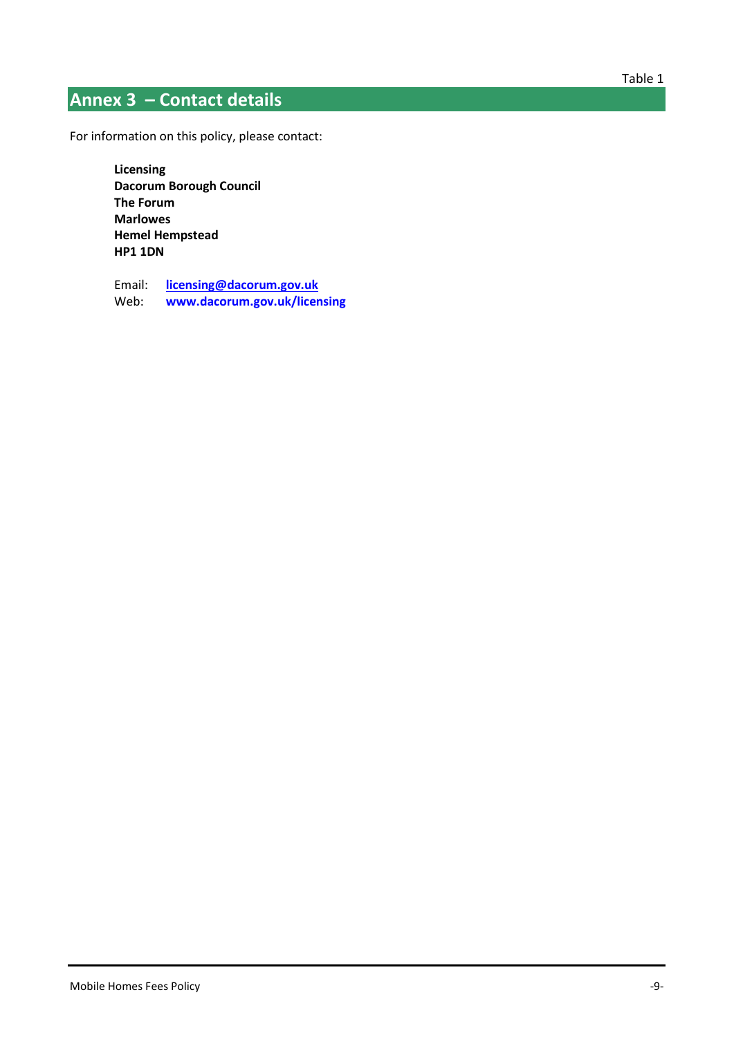Table 1

## Annex 3 – Contact details

For information on this policy, please contact:

**Licensing**
**Dacorum Borough Council**
**The Forum**
**Marlowes**
**Hemel Hempstead**
**HP1 1DN**

Email: **licensing@dacorum.gov.uk**
Web: **www.dacorum.gov.uk/licensing**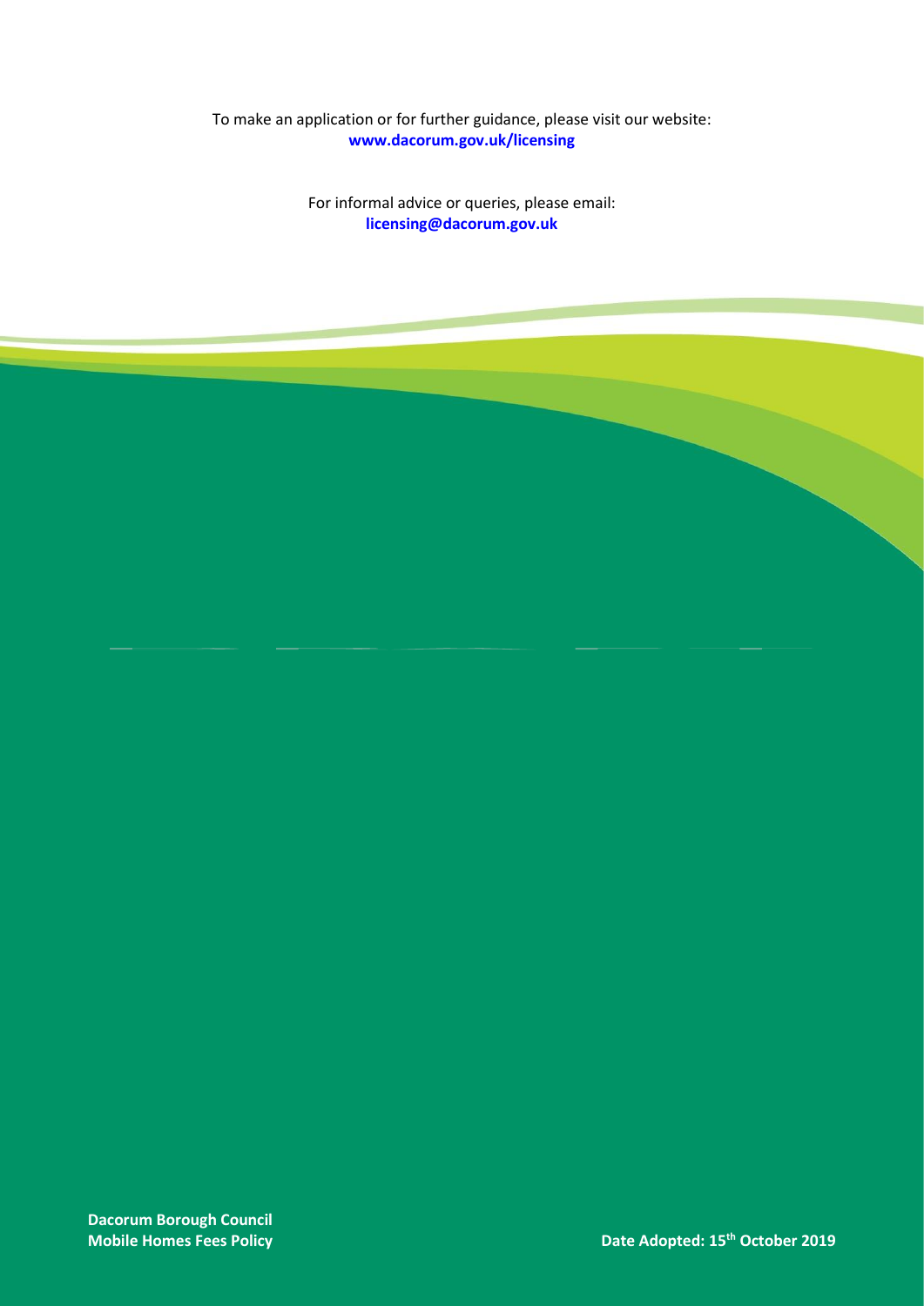To make an application or for further guidance, please visit our website:
**www.dacorum.gov.uk/licensing**

For informal advice or queries, please email:
**licensing@dacorum.gov.uk**

**Dacorum Borough Council**
**Mobile Homes Fees Policy**

**Date Adopted: 15th October 2019**